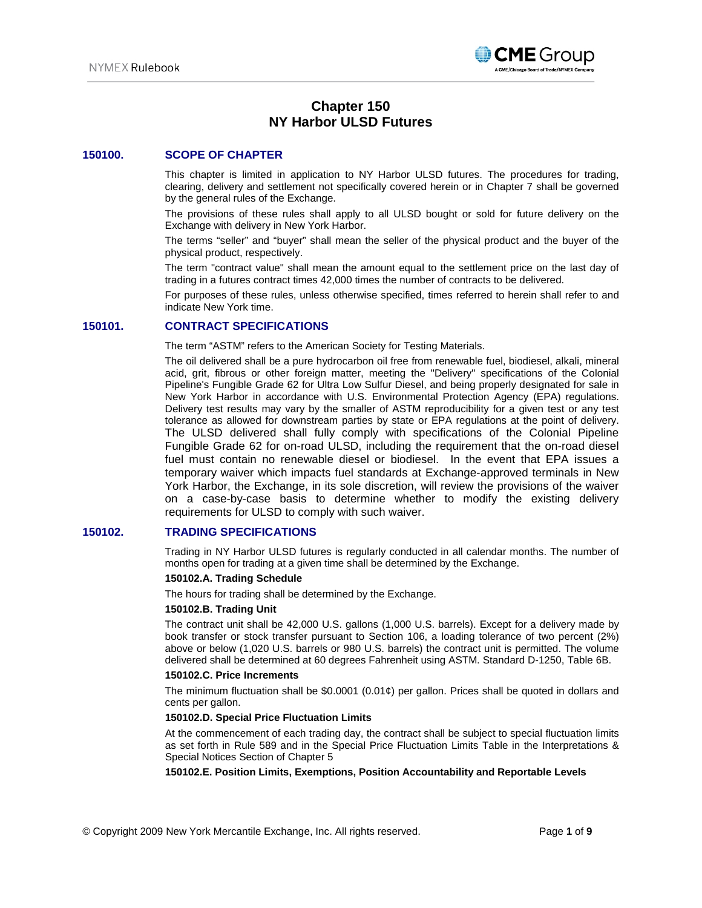# Chapter 150
# NY Harbor ULSD Futures

## 150100. SCOPE OF CHAPTER

This chapter is limited in application to NY Harbor ULSD futures. The procedures for trading, clearing, delivery and settlement not specifically covered herein or in Chapter 7 shall be governed by the general rules of the Exchange.

The provisions of these rules shall apply to all ULSD bought or sold for future delivery on the Exchange with delivery in New York Harbor.

The terms "seller" and "buyer" shall mean the seller of the physical product and the buyer of the physical product, respectively.

The term "contract value" shall mean the amount equal to the settlement price on the last day of trading in a futures contract times 42,000 times the number of contracts to be delivered.

For purposes of these rules, unless otherwise specified, times referred to herein shall refer to and indicate New York time.

## 150101. CONTRACT SPECIFICATIONS

The term "ASTM" refers to the American Society for Testing Materials.

The oil delivered shall be a pure hydrocarbon oil free from renewable fuel, biodiesel, alkali, mineral acid, grit, fibrous or other foreign matter, meeting the "Delivery" specifications of the Colonial Pipeline's Fungible Grade 62 for Ultra Low Sulfur Diesel, and being properly designated for sale in New York Harbor in accordance with U.S. Environmental Protection Agency (EPA) regulations. Delivery test results may vary by the smaller of ASTM reproducibility for a given test or any test tolerance as allowed for downstream parties by state or EPA regulations at the point of delivery. The ULSD delivered shall fully comply with specifications of the Colonial Pipeline Fungible Grade 62 for on-road ULSD, including the requirement that the on-road diesel fuel must contain no renewable diesel or biodiesel. In the event that EPA issues a temporary waiver which impacts fuel standards at Exchange-approved terminals in New York Harbor, the Exchange, in its sole discretion, will review the provisions of the waiver on a case-by-case basis to determine whether to modify the existing delivery requirements for ULSD to comply with such waiver.

## 150102. TRADING SPECIFICATIONS

Trading in NY Harbor ULSD futures is regularly conducted in all calendar months. The number of months open for trading at a given time shall be determined by the Exchange.

### 150102.A. Trading Schedule

The hours for trading shall be determined by the Exchange.

### 150102.B. Trading Unit

The contract unit shall be 42,000 U.S. gallons (1,000 U.S. barrels). Except for a delivery made by book transfer or stock transfer pursuant to Section 106, a loading tolerance of two percent (2%) above or below (1,020 U.S. barrels or 980 U.S. barrels) the contract unit is permitted. The volume delivered shall be determined at 60 degrees Fahrenheit using ASTM. Standard D-1250, Table 6B.

### 150102.C. Price Increments

The minimum fluctuation shall be $0.0001 (0.01¢) per gallon. Prices shall be quoted in dollars and cents per gallon.

### 150102.D. Special Price Fluctuation Limits

At the commencement of each trading day, the contract shall be subject to special fluctuation limits as set forth in Rule 589 and in the Special Price Fluctuation Limits Table in the Interpretations & Special Notices Section of Chapter 5

### 150102.E. Position Limits, Exemptions, Position Accountability and Reportable Levels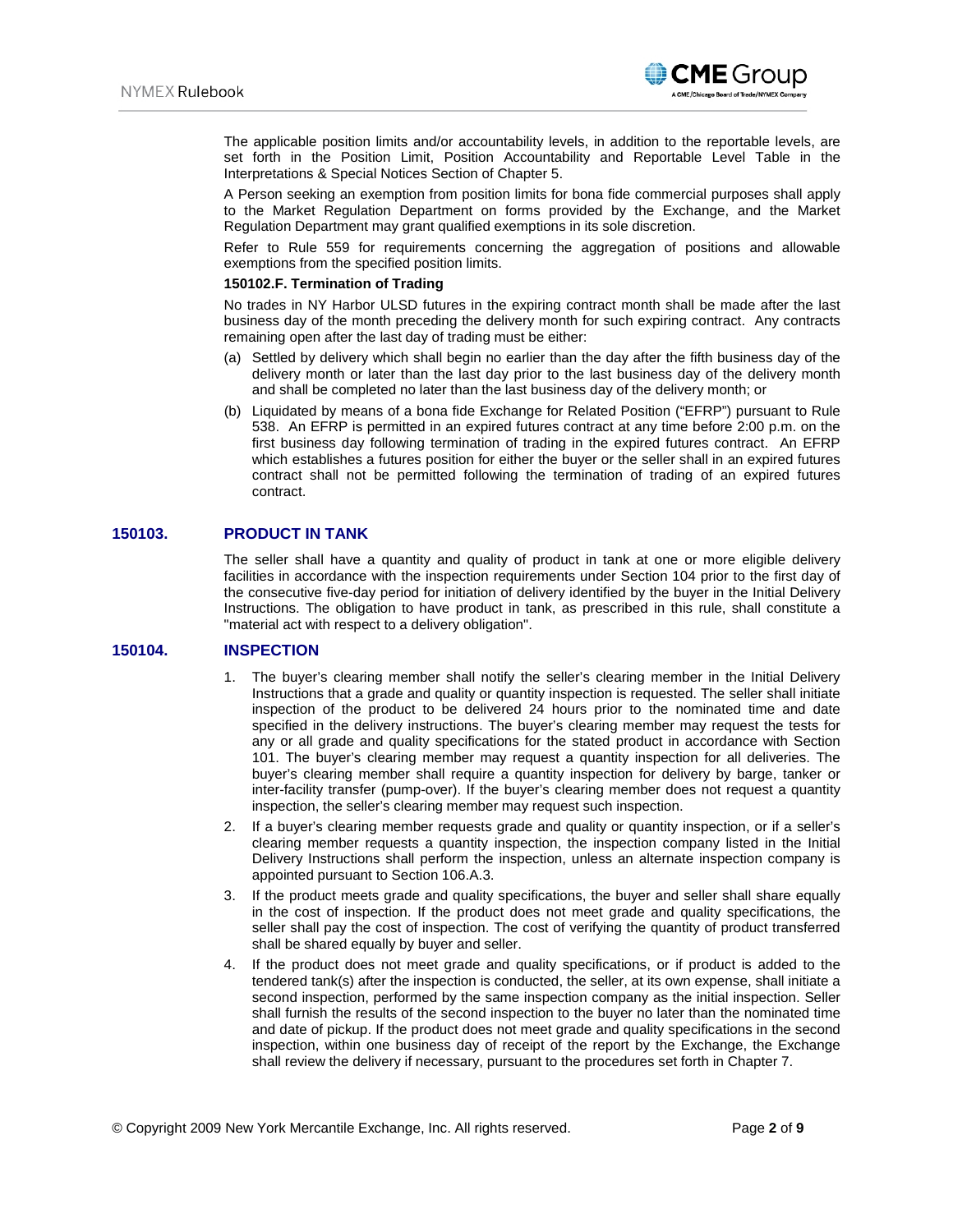The applicable position limits and/or accountability levels, in addition to the reportable levels, are set forth in the Position Limit, Position Accountability and Reportable Level Table in the Interpretations & Special Notices Section of Chapter 5.

A Person seeking an exemption from position limits for bona fide commercial purposes shall apply to the Market Regulation Department on forms provided by the Exchange, and the Market Regulation Department may grant qualified exemptions in its sole discretion.

Refer to Rule 559 for requirements concerning the aggregation of positions and allowable exemptions from the specified position limits.

**150102.F. Termination of Trading**

No trades in NY Harbor ULSD futures in the expiring contract month shall be made after the last business day of the month preceding the delivery month for such expiring contract. Any contracts remaining open after the last day of trading must be either:

(a) Settled by delivery which shall begin no earlier than the day after the fifth business day of the delivery month or later than the last day prior to the last business day of the delivery month and shall be completed no later than the last business day of the delivery month; or

(b) Liquidated by means of a bona fide Exchange for Related Position ("EFRP") pursuant to Rule 538. An EFRP is permitted in an expired futures contract at any time before 2:00 p.m. on the first business day following termination of trading in the expired futures contract. An EFRP which establishes a futures position for either the buyer or the seller shall in an expired futures contract shall not be permitted following the termination of trading of an expired futures contract.

## 150103. PRODUCT IN TANK

The seller shall have a quantity and quality of product in tank at one or more eligible delivery facilities in accordance with the inspection requirements under Section 104 prior to the first day of the consecutive five-day period for initiation of delivery identified by the buyer in the Initial Delivery Instructions. The obligation to have product in tank, as prescribed in this rule, shall constitute a "material act with respect to a delivery obligation".

## 150104. INSPECTION

1. The buyer's clearing member shall notify the seller's clearing member in the Initial Delivery Instructions that a grade and quality or quantity inspection is requested. The seller shall initiate inspection of the product to be delivered 24 hours prior to the nominated time and date specified in the delivery instructions. The buyer's clearing member may request the tests for any or all grade and quality specifications for the stated product in accordance with Section 101. The buyer's clearing member may request a quantity inspection for all deliveries. The buyer's clearing member shall require a quantity inspection for delivery by barge, tanker or inter-facility transfer (pump-over). If the buyer's clearing member does not request a quantity inspection, the seller's clearing member may request such inspection.
2. If a buyer's clearing member requests grade and quality or quantity inspection, or if a seller's clearing member requests a quantity inspection, the inspection company listed in the Initial Delivery Instructions shall perform the inspection, unless an alternate inspection company is appointed pursuant to Section 106.A.3.
3. If the product meets grade and quality specifications, the buyer and seller shall share equally in the cost of inspection. If the product does not meet grade and quality specifications, the seller shall pay the cost of inspection. The cost of verifying the quantity of product transferred shall be shared equally by buyer and seller.
4. If the product does not meet grade and quality specifications, or if product is added to the tendered tank(s) after the inspection is conducted, the seller, at its own expense, shall initiate a second inspection, performed by the same inspection company as the initial inspection. Seller shall furnish the results of the second inspection to the buyer no later than the nominated time and date of pickup. If the product does not meet grade and quality specifications in the second inspection, within one business day of receipt of the report by the Exchange, the Exchange shall review the delivery if necessary, pursuant to the procedures set forth in Chapter 7.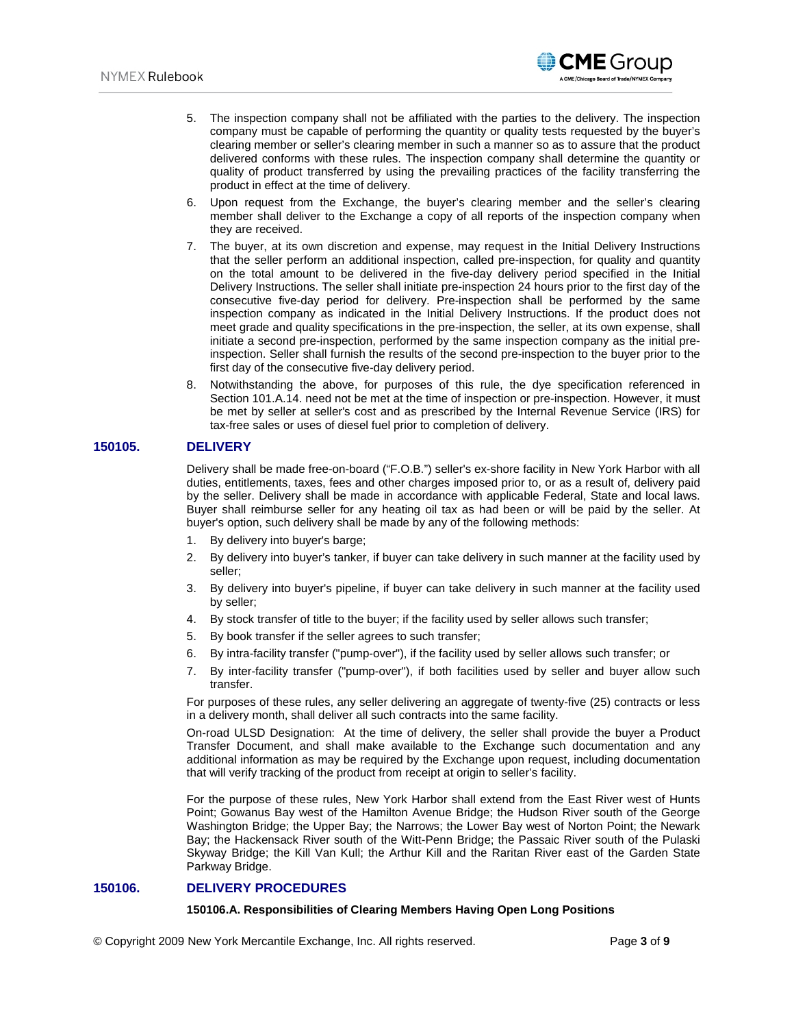5. The inspection company shall not be affiliated with the parties to the delivery. The inspection company must be capable of performing the quantity or quality tests requested by the buyer's clearing member or seller's clearing member in such a manner so as to assure that the product delivered conforms with these rules. The inspection company shall determine the quantity or quality of product transferred by using the prevailing practices of the facility transferring the product in effect at the time of delivery.
6. Upon request from the Exchange, the buyer's clearing member and the seller's clearing member shall deliver to the Exchange a copy of all reports of the inspection company when they are received.
7. The buyer, at its own discretion and expense, may request in the Initial Delivery Instructions that the seller perform an additional inspection, called pre-inspection, for quality and quantity on the total amount to be delivered in the five-day delivery period specified in the Initial Delivery Instructions. The seller shall initiate pre-inspection 24 hours prior to the first day of the consecutive five-day period for delivery. Pre-inspection shall be performed by the same inspection company as indicated in the Initial Delivery Instructions. If the product does not meet grade and quality specifications in the pre-inspection, the seller, at its own expense, shall initiate a second pre-inspection, performed by the same inspection company as the initial pre-inspection. Seller shall furnish the results of the second pre-inspection to the buyer prior to the first day of the consecutive five-day delivery period.
8. Notwithstanding the above, for purposes of this rule, the dye specification referenced in Section 101.A.14. need not be met at the time of inspection or pre-inspection. However, it must be met by seller at seller's cost and as prescribed by the Internal Revenue Service (IRS) for tax-free sales or uses of diesel fuel prior to completion of delivery.

## 150105. DELIVERY

Delivery shall be made free-on-board ("F.O.B.") seller's ex-shore facility in New York Harbor with all duties, entitlements, taxes, fees and other charges imposed prior to, or as a result of, delivery paid by the seller. Delivery shall be made in accordance with applicable Federal, State and local laws. Buyer shall reimburse seller for any heating oil tax as had been or will be paid by the seller. At buyer's option, such delivery shall be made by any of the following methods:

1. By delivery into buyer's barge;
2. By delivery into buyer's tanker, if buyer can take delivery in such manner at the facility used by seller;
3. By delivery into buyer's pipeline, if buyer can take delivery in such manner at the facility used by seller;
4. By stock transfer of title to the buyer; if the facility used by seller allows such transfer;
5. By book transfer if the seller agrees to such transfer;
6. By intra-facility transfer ("pump-over"), if the facility used by seller allows such transfer; or
7. By inter-facility transfer ("pump-over"), if both facilities used by seller and buyer allow such transfer.

For purposes of these rules, any seller delivering an aggregate of twenty-five (25) contracts or less in a delivery month, shall deliver all such contracts into the same facility.

On-road ULSD Designation: At the time of delivery, the seller shall provide the buyer a Product Transfer Document, and shall make available to the Exchange such documentation and any additional information as may be required by the Exchange upon request, including documentation that will verify tracking of the product from receipt at origin to seller's facility.

For the purpose of these rules, New York Harbor shall extend from the East River west of Hunts Point; Gowanus Bay west of the Hamilton Avenue Bridge; the Hudson River south of the George Washington Bridge; the Upper Bay; the Narrows; the Lower Bay west of Norton Point; the Newark Bay; the Hackensack River south of the Witt-Penn Bridge; the Passaic River south of the Pulaski Skyway Bridge; the Kill Van Kull; the Arthur Kill and the Raritan River east of the Garden State Parkway Bridge.

## 150106. DELIVERY PROCEDURES

### 150106.A. Responsibilities of Clearing Members Having Open Long Positions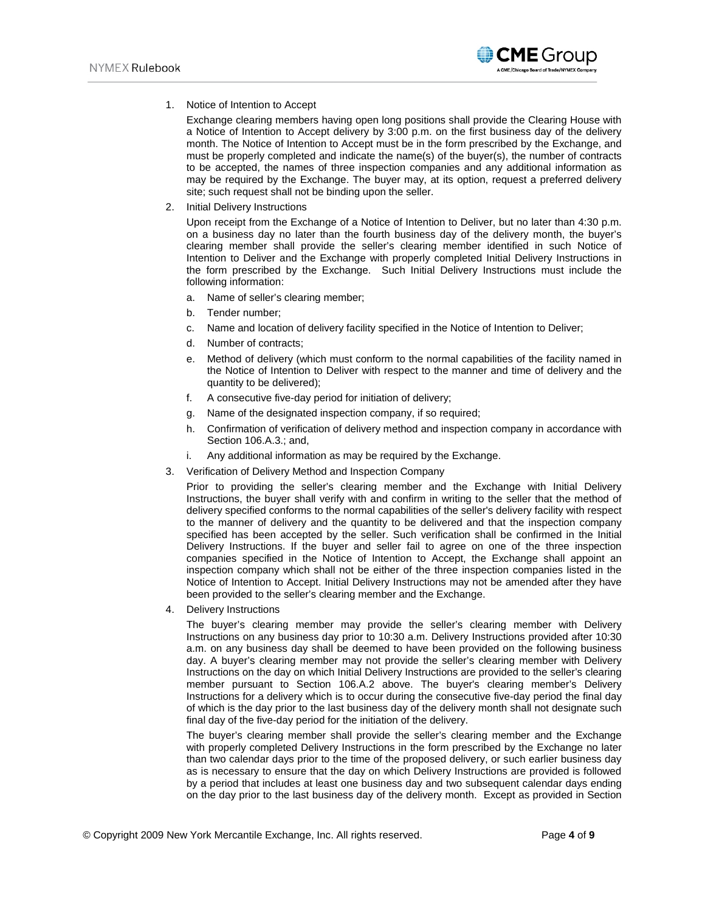1. Notice of Intention to Accept

   Exchange clearing members having open long positions shall provide the Clearing House with a Notice of Intention to Accept delivery by 3:00 p.m. on the first business day of the delivery month. The Notice of Intention to Accept must be in the form prescribed by the Exchange, and must be properly completed and indicate the name(s) of the buyer(s), the number of contracts to be accepted, the names of three inspection companies and any additional information as may be required by the Exchange. The buyer may, at its option, request a preferred delivery site; such request shall not be binding upon the seller.

2. Initial Delivery Instructions

   Upon receipt from the Exchange of a Notice of Intention to Deliver, but no later than 4:30 p.m. on a business day no later than the fourth business day of the delivery month, the buyer's clearing member shall provide the seller's clearing member identified in such Notice of Intention to Deliver and the Exchange with properly completed Initial Delivery Instructions in the form prescribed by the Exchange. Such Initial Delivery Instructions must include the following information:

   a. Name of seller's clearing member;
   b. Tender number;
   c. Name and location of delivery facility specified in the Notice of Intention to Deliver;
   d. Number of contracts;
   e. Method of delivery (which must conform to the normal capabilities of the facility named in the Notice of Intention to Deliver with respect to the manner and time of delivery and the quantity to be delivered);
   f. A consecutive five-day period for initiation of delivery;
   g. Name of the designated inspection company, if so required;
   h. Confirmation of verification of delivery method and inspection company in accordance with Section 106.A.3.; and,
   i. Any additional information as may be required by the Exchange.

3. Verification of Delivery Method and Inspection Company

   Prior to providing the seller's clearing member and the Exchange with Initial Delivery Instructions, the buyer shall verify with and confirm in writing to the seller that the method of delivery specified conforms to the normal capabilities of the seller's delivery facility with respect to the manner of delivery and the quantity to be delivered and that the inspection company specified has been accepted by the seller. Such verification shall be confirmed in the Initial Delivery Instructions. If the buyer and seller fail to agree on one of the three inspection companies specified in the Notice of Intention to Accept, the Exchange shall appoint an inspection company which shall not be either of the three inspection companies listed in the Notice of Intention to Accept. Initial Delivery Instructions may not be amended after they have been provided to the seller's clearing member and the Exchange.

4. Delivery Instructions

   The buyer's clearing member may provide the seller's clearing member with Delivery Instructions on any business day prior to 10:30 a.m. Delivery Instructions provided after 10:30 a.m. on any business day shall be deemed to have been provided on the following business day. A buyer's clearing member may not provide the seller's clearing member with Delivery Instructions on the day on which Initial Delivery Instructions are provided to the seller's clearing member pursuant to Section 106.A.2 above. The buyer's clearing member's Delivery Instructions for a delivery which is to occur during the consecutive five-day period the final day of which is the day prior to the last business day of the delivery month shall not designate such final day of the five-day period for the initiation of the delivery.

   The buyer's clearing member shall provide the seller's clearing member and the Exchange with properly completed Delivery Instructions in the form prescribed by the Exchange no later than two calendar days prior to the time of the proposed delivery, or such earlier business day as is necessary to ensure that the day on which Delivery Instructions are provided is followed by a period that includes at least one business day and two subsequent calendar days ending on the day prior to the last business day of the delivery month. Except as provided in Section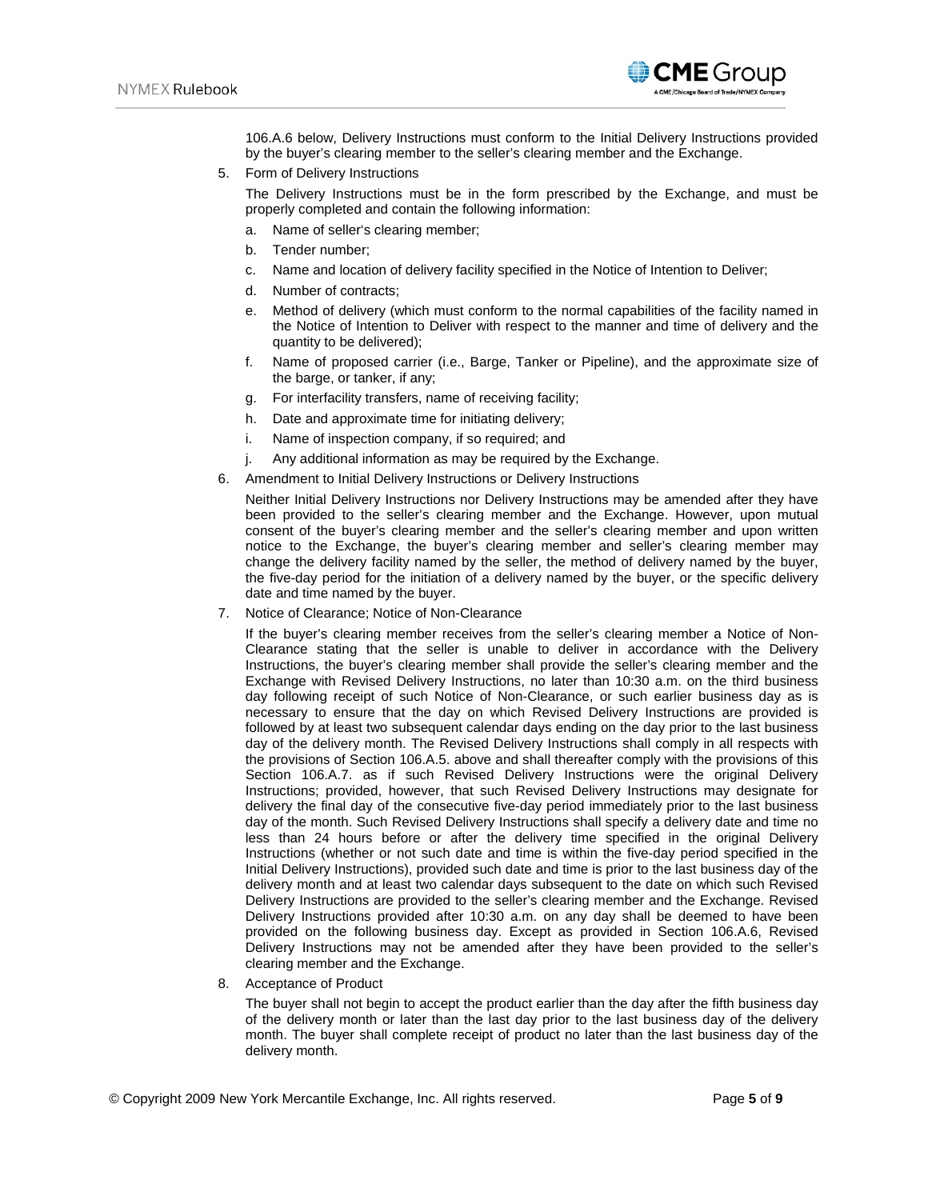106.A.6 below, Delivery Instructions must conform to the Initial Delivery Instructions provided by the buyer's clearing member to the seller's clearing member and the Exchange.

5. Form of Delivery Instructions

   The Delivery Instructions must be in the form prescribed by the Exchange, and must be properly completed and contain the following information:

   a. Name of seller's clearing member;
   b. Tender number;
   c. Name and location of delivery facility specified in the Notice of Intention to Deliver;
   d. Number of contracts;
   e. Method of delivery (which must conform to the normal capabilities of the facility named in the Notice of Intention to Deliver with respect to the manner and time of delivery and the quantity to be delivered);
   f. Name of proposed carrier (i.e., Barge, Tanker or Pipeline), and the approximate size of the barge, or tanker, if any;
   g. For interfacility transfers, name of receiving facility;
   h. Date and approximate time for initiating delivery;
   i. Name of inspection company, if so required; and
   j. Any additional information as may be required by the Exchange.

6. Amendment to Initial Delivery Instructions or Delivery Instructions

   Neither Initial Delivery Instructions nor Delivery Instructions may be amended after they have been provided to the seller's clearing member and the Exchange. However, upon mutual consent of the buyer's clearing member and the seller's clearing member and upon written notice to the Exchange, the buyer's clearing member and seller's clearing member may change the delivery facility named by the seller, the method of delivery named by the buyer, the five-day period for the initiation of a delivery named by the buyer, or the specific delivery date and time named by the buyer.

7. Notice of Clearance; Notice of Non-Clearance

   If the buyer's clearing member receives from the seller's clearing member a Notice of Non-Clearance stating that the seller is unable to deliver in accordance with the Delivery Instructions, the buyer's clearing member shall provide the seller's clearing member and the Exchange with Revised Delivery Instructions, no later than 10:30 a.m. on the third business day following receipt of such Notice of Non-Clearance, or such earlier business day as is necessary to ensure that the day on which Revised Delivery Instructions are provided is followed by at least two subsequent calendar days ending on the day prior to the last business day of the delivery month. The Revised Delivery Instructions shall comply in all respects with the provisions of Section 106.A.5. above and shall thereafter comply with the provisions of this Section 106.A.7. as if such Revised Delivery Instructions were the original Delivery Instructions; provided, however, that such Revised Delivery Instructions may designate for delivery the final day of the consecutive five-day period immediately prior to the last business day of the month. Such Revised Delivery Instructions shall specify a delivery date and time no less than 24 hours before or after the delivery time specified in the original Delivery Instructions (whether or not such date and time is within the five-day period specified in the Initial Delivery Instructions), provided such date and time is prior to the last business day of the delivery month and at least two calendar days subsequent to the date on which such Revised Delivery Instructions are provided to the seller's clearing member and the Exchange. Revised Delivery Instructions provided after 10:30 a.m. on any day shall be deemed to have been provided on the following business day. Except as provided in Section 106.A.6, Revised Delivery Instructions may not be amended after they have been provided to the seller's clearing member and the Exchange.

8. Acceptance of Product

   The buyer shall not begin to accept the product earlier than the day after the fifth business day of the delivery month or later than the last day prior to the last business day of the delivery month. The buyer shall complete receipt of product no later than the last business day of the delivery month.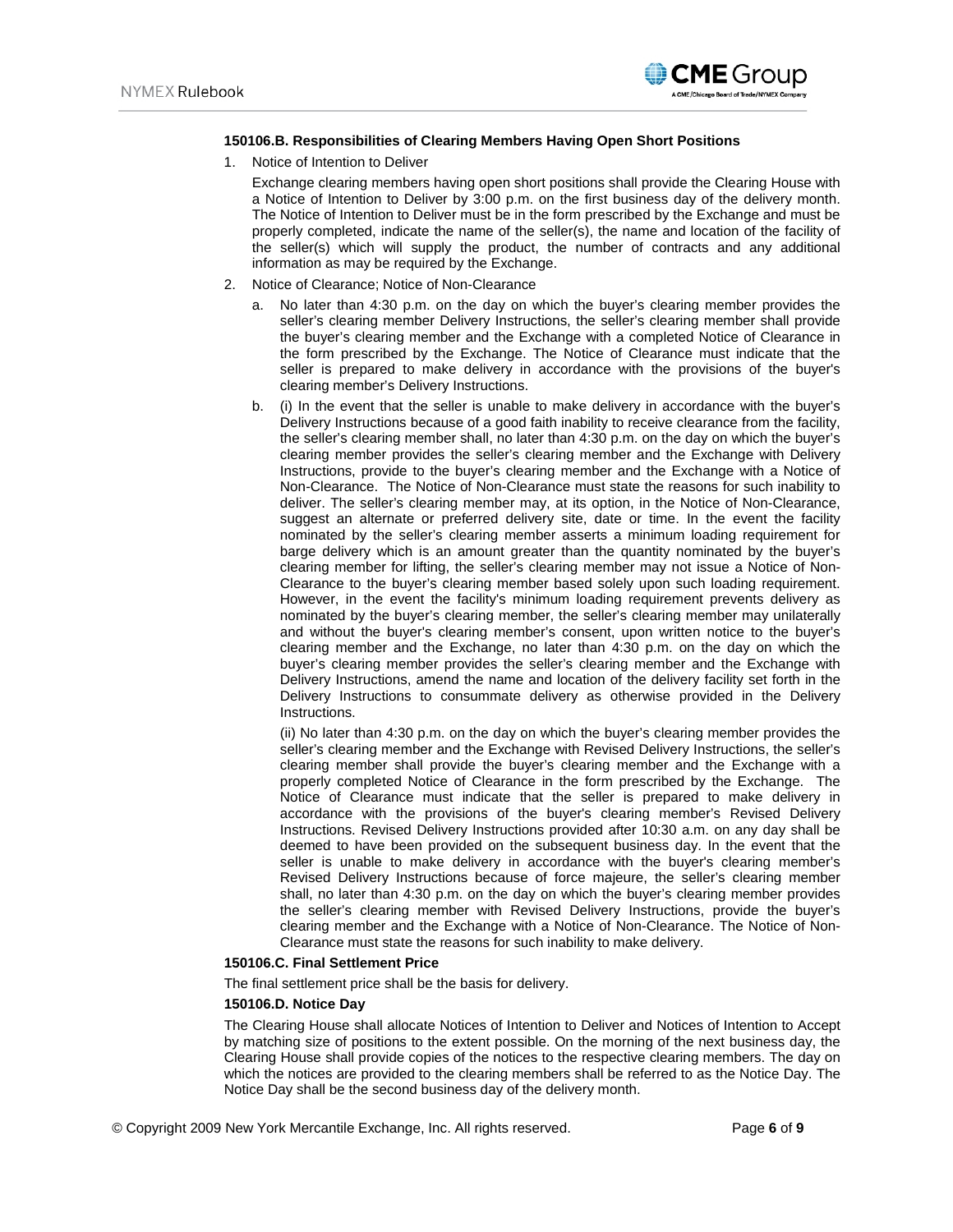#### 150106.B. Responsibilities of Clearing Members Having Open Short Positions

1. Notice of Intention to Deliver

   Exchange clearing members having open short positions shall provide the Clearing House with a Notice of Intention to Deliver by 3:00 p.m. on the first business day of the delivery month. The Notice of Intention to Deliver must be in the form prescribed by the Exchange and must be properly completed, indicate the name of the seller(s), the name and location of the facility of the seller(s) which will supply the product, the number of contracts and any additional information as may be required by the Exchange.

2. Notice of Clearance; Notice of Non-Clearance

   a. No later than 4:30 p.m. on the day on which the buyer's clearing member provides the seller's clearing member Delivery Instructions, the seller's clearing member shall provide the buyer's clearing member and the Exchange with a completed Notice of Clearance in the form prescribed by the Exchange. The Notice of Clearance must indicate that the seller is prepared to make delivery in accordance with the provisions of the buyer's clearing member's Delivery Instructions.

   b. (i) In the event that the seller is unable to make delivery in accordance with the buyer's Delivery Instructions because of a good faith inability to receive clearance from the facility, the seller's clearing member shall, no later than 4:30 p.m. on the day on which the buyer's clearing member provides the seller's clearing member and the Exchange with Delivery Instructions, provide to the buyer's clearing member and the Exchange with a Notice of Non-Clearance. The Notice of Non-Clearance must state the reasons for such inability to deliver. The seller's clearing member may, at its option, in the Notice of Non-Clearance, suggest an alternate or preferred delivery site, date or time. In the event the facility nominated by the seller's clearing member asserts a minimum loading requirement for barge delivery which is an amount greater than the quantity nominated by the buyer's clearing member for lifting, the seller's clearing member may not issue a Notice of Non-Clearance to the buyer's clearing member based solely upon such loading requirement. However, in the event the facility's minimum loading requirement prevents delivery as nominated by the buyer's clearing member, the seller's clearing member may unilaterally and without the buyer's clearing member's consent, upon written notice to the buyer's clearing member and the Exchange, no later than 4:30 p.m. on the day on which the buyer's clearing member provides the seller's clearing member and the Exchange with Delivery Instructions, amend the name and location of the delivery facility set forth in the Delivery Instructions to consummate delivery as otherwise provided in the Delivery Instructions.

      (ii) No later than 4:30 p.m. on the day on which the buyer's clearing member provides the seller's clearing member and the Exchange with Revised Delivery Instructions, the seller's clearing member shall provide the buyer's clearing member and the Exchange with a properly completed Notice of Clearance in the form prescribed by the Exchange. The Notice of Clearance must indicate that the seller is prepared to make delivery in accordance with the provisions of the buyer's clearing member's Revised Delivery Instructions. Revised Delivery Instructions provided after 10:30 a.m. on any day shall be deemed to have been provided on the subsequent business day. In the event that the seller is unable to make delivery in accordance with the buyer's clearing member's Revised Delivery Instructions because of force majeure, the seller's clearing member shall, no later than 4:30 p.m. on the day on which the buyer's clearing member provides the seller's clearing member with Revised Delivery Instructions, provide the buyer's clearing member and the Exchange with a Notice of Non-Clearance. The Notice of Non-Clearance must state the reasons for such inability to make delivery.

#### 150106.C. Final Settlement Price

The final settlement price shall be the basis for delivery.

#### 150106.D. Notice Day

The Clearing House shall allocate Notices of Intention to Deliver and Notices of Intention to Accept by matching size of positions to the extent possible. On the morning of the next business day, the Clearing House shall provide copies of the notices to the respective clearing members. The day on which the notices are provided to the clearing members shall be referred to as the Notice Day. The Notice Day shall be the second business day of the delivery month.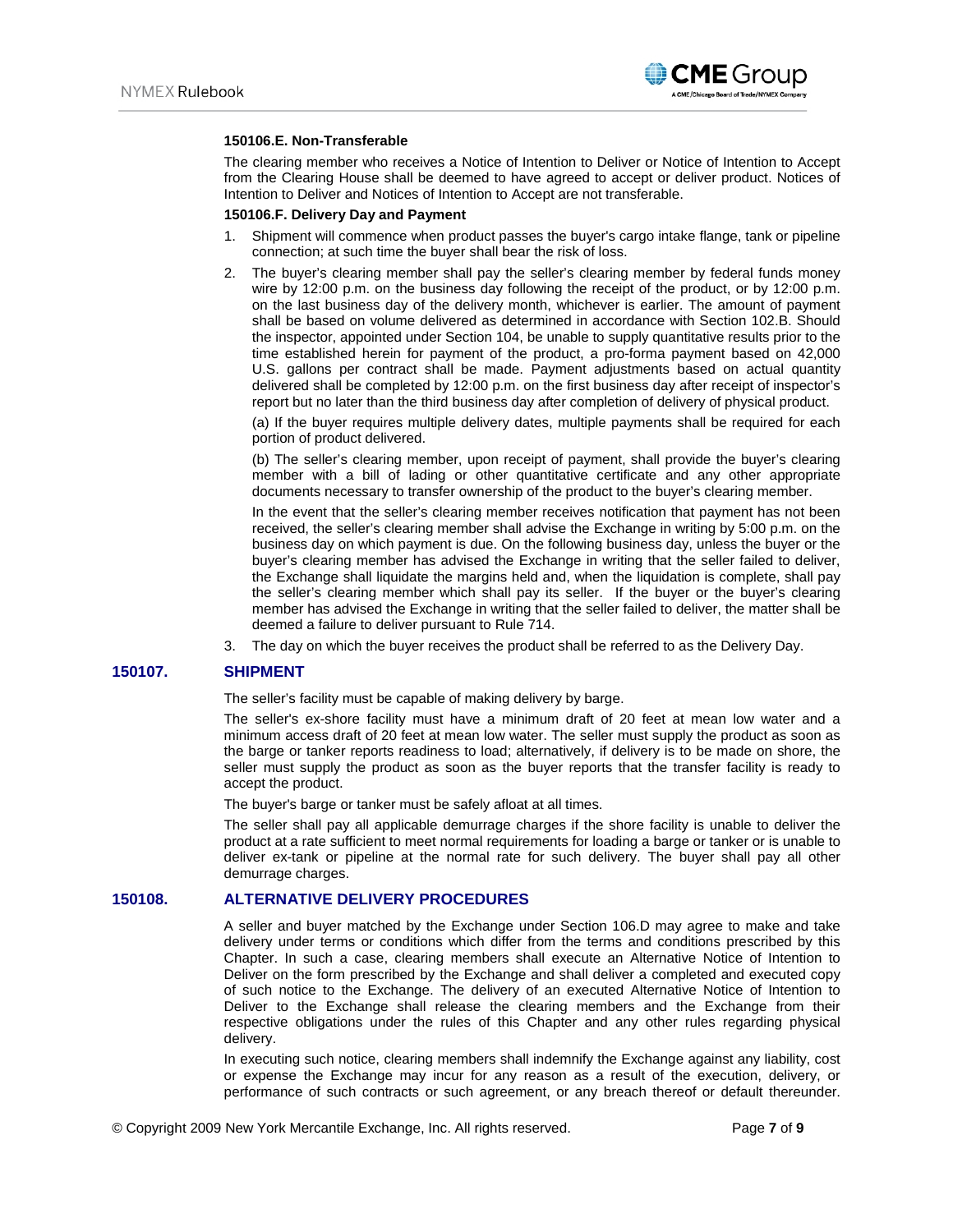**150106.E. Non-Transferable**

The clearing member who receives a Notice of Intention to Deliver or Notice of Intention to Accept from the Clearing House shall be deemed to have agreed to accept or deliver product. Notices of Intention to Deliver and Notices of Intention to Accept are not transferable.

**150106.F. Delivery Day and Payment**

1. Shipment will commence when product passes the buyer's cargo intake flange, tank or pipeline connection; at such time the buyer shall bear the risk of loss.
2. The buyer's clearing member shall pay the seller's clearing member by federal funds money wire by 12:00 p.m. on the business day following the receipt of the product, or by 12:00 p.m. on the last business day of the delivery month, whichever is earlier. The amount of payment shall be based on volume delivered as determined in accordance with Section 102.B. Should the inspector, appointed under Section 104, be unable to supply quantitative results prior to the time established herein for payment of the product, a pro-forma payment based on 42,000 U.S. gallons per contract shall be made. Payment adjustments based on actual quantity delivered shall be completed by 12:00 p.m. on the first business day after receipt of inspector's report but no later than the third business day after completion of delivery of physical product.

   (a) If the buyer requires multiple delivery dates, multiple payments shall be required for each portion of product delivered.

   (b) The seller's clearing member, upon receipt of payment, shall provide the buyer's clearing member with a bill of lading or other quantitative certificate and any other appropriate documents necessary to transfer ownership of the product to the buyer's clearing member.

   In the event that the seller's clearing member receives notification that payment has not been received, the seller's clearing member shall advise the Exchange in writing by 5:00 p.m. on the business day on which payment is due. On the following business day, unless the buyer or the buyer's clearing member has advised the Exchange in writing that the seller failed to deliver, the Exchange shall liquidate the margins held and, when the liquidation is complete, shall pay the seller's clearing member which shall pay its seller. If the buyer or the buyer's clearing member has advised the Exchange in writing that the seller failed to deliver, the matter shall be deemed a failure to deliver pursuant to Rule 714.
3. The day on which the buyer receives the product shall be referred to as the Delivery Day.

## 150107. SHIPMENT

The seller's facility must be capable of making delivery by barge.

The seller's ex-shore facility must have a minimum draft of 20 feet at mean low water and a minimum access draft of 20 feet at mean low water. The seller must supply the product as soon as the barge or tanker reports readiness to load; alternatively, if delivery is to be made on shore, the seller must supply the product as soon as the buyer reports that the transfer facility is ready to accept the product.

The buyer's barge or tanker must be safely afloat at all times.

The seller shall pay all applicable demurrage charges if the shore facility is unable to deliver the product at a rate sufficient to meet normal requirements for loading a barge or tanker or is unable to deliver ex-tank or pipeline at the normal rate for such delivery. The buyer shall pay all other demurrage charges.

## 150108. ALTERNATIVE DELIVERY PROCEDURES

A seller and buyer matched by the Exchange under Section 106.D may agree to make and take delivery under terms or conditions which differ from the terms and conditions prescribed by this Chapter. In such a case, clearing members shall execute an Alternative Notice of Intention to Deliver on the form prescribed by the Exchange and shall deliver a completed and executed copy of such notice to the Exchange. The delivery of an executed Alternative Notice of Intention to Deliver to the Exchange shall release the clearing members and the Exchange from their respective obligations under the rules of this Chapter and any other rules regarding physical delivery.

In executing such notice, clearing members shall indemnify the Exchange against any liability, cost or expense the Exchange may incur for any reason as a result of the execution, delivery, or performance of such contracts or such agreement, or any breach thereof or default thereunder.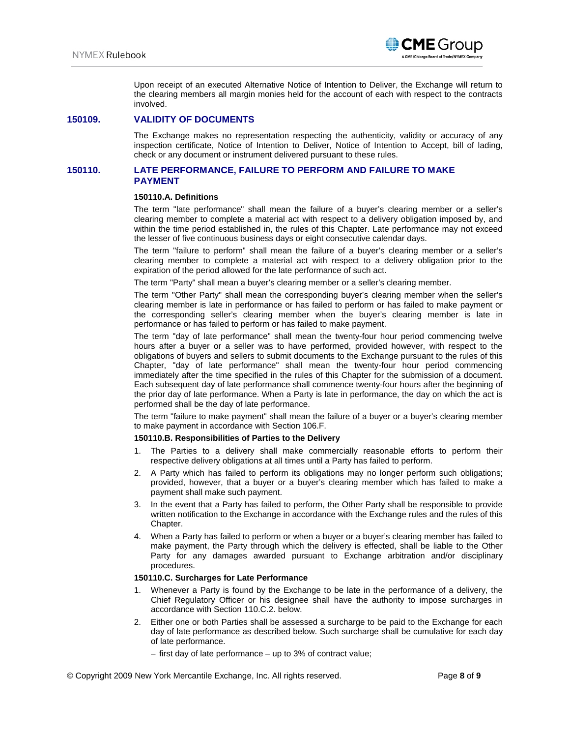Upon receipt of an executed Alternative Notice of Intention to Deliver, the Exchange will return to the clearing members all margin monies held for the account of each with respect to the contracts involved.

## 150109. VALIDITY OF DOCUMENTS

The Exchange makes no representation respecting the authenticity, validity or accuracy of any inspection certificate, Notice of Intention to Deliver, Notice of Intention to Accept, bill of lading, check or any document or instrument delivered pursuant to these rules.

## 150110. LATE PERFORMANCE, FAILURE TO PERFORM AND FAILURE TO MAKE PAYMENT

### 150110.A. Definitions

The term "late performance" shall mean the failure of a buyer's clearing member or a seller's clearing member to complete a material act with respect to a delivery obligation imposed by, and within the time period established in, the rules of this Chapter. Late performance may not exceed the lesser of five continuous business days or eight consecutive calendar days.

The term "failure to perform" shall mean the failure of a buyer's clearing member or a seller's clearing member to complete a material act with respect to a delivery obligation prior to the expiration of the period allowed for the late performance of such act.

The term "Party" shall mean a buyer's clearing member or a seller's clearing member.

The term "Other Party" shall mean the corresponding buyer's clearing member when the seller's clearing member is late in performance or has failed to perform or has failed to make payment or the corresponding seller's clearing member when the buyer's clearing member is late in performance or has failed to perform or has failed to make payment.

The term "day of late performance" shall mean the twenty-four hour period commencing twelve hours after a buyer or a seller was to have performed, provided however, with respect to the obligations of buyers and sellers to submit documents to the Exchange pursuant to the rules of this Chapter, "day of late performance" shall mean the twenty-four hour period commencing immediately after the time specified in the rules of this Chapter for the submission of a document. Each subsequent day of late performance shall commence twenty-four hours after the beginning of the prior day of late performance. When a Party is late in performance, the day on which the act is performed shall be the day of late performance.

The term "failure to make payment" shall mean the failure of a buyer or a buyer's clearing member to make payment in accordance with Section 106.F.

### 150110.B. Responsibilities of Parties to the Delivery

1. The Parties to a delivery shall make commercially reasonable efforts to perform their respective delivery obligations at all times until a Party has failed to perform.
2. A Party which has failed to perform its obligations may no longer perform such obligations; provided, however, that a buyer or a buyer's clearing member which has failed to make a payment shall make such payment.
3. In the event that a Party has failed to perform, the Other Party shall be responsible to provide written notification to the Exchange in accordance with the Exchange rules and the rules of this Chapter.
4. When a Party has failed to perform or when a buyer or a buyer's clearing member has failed to make payment, the Party through which the delivery is effected, shall be liable to the Other Party for any damages awarded pursuant to Exchange arbitration and/or disciplinary procedures.

### 150110.C. Surcharges for Late Performance

1. Whenever a Party is found by the Exchange to be late in the performance of a delivery, the Chief Regulatory Officer or his designee shall have the authority to impose surcharges in accordance with Section 110.C.2. below.
2. Either one or both Parties shall be assessed a surcharge to be paid to the Exchange for each day of late performance as described below. Such surcharge shall be cumulative for each day of late performance.

   – first day of late performance – up to 3% of contract value;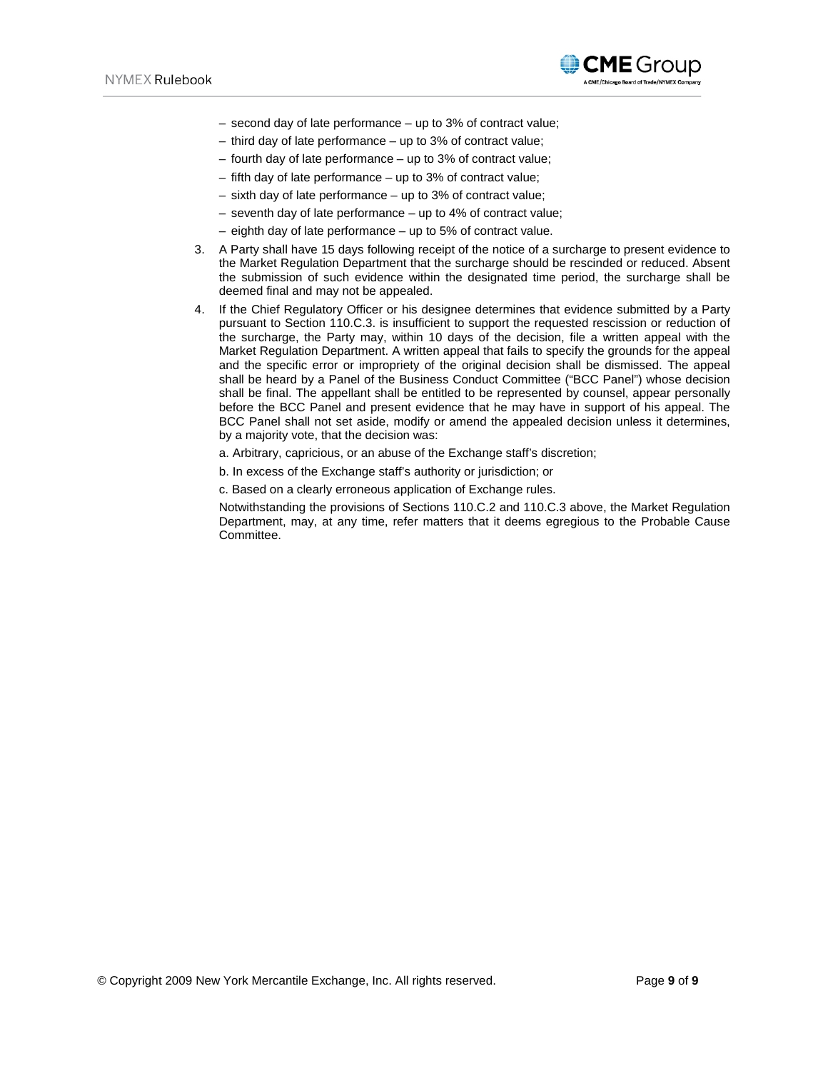– second day of late performance – up to 3% of contract value;
– third day of late performance – up to 3% of contract value;
– fourth day of late performance – up to 3% of contract value;
– fifth day of late performance – up to 3% of contract value;
– sixth day of late performance – up to 3% of contract value;
– seventh day of late performance – up to 4% of contract value;
– eighth day of late performance – up to 5% of contract value.

3. A Party shall have 15 days following receipt of the notice of a surcharge to present evidence to the Market Regulation Department that the surcharge should be rescinded or reduced. Absent the submission of such evidence within the designated time period, the surcharge shall be deemed final and may not be appealed.

4. If the Chief Regulatory Officer or his designee determines that evidence submitted by a Party pursuant to Section 110.C.3. is insufficient to support the requested rescission or reduction of the surcharge, the Party may, within 10 days of the decision, file a written appeal with the Market Regulation Department. A written appeal that fails to specify the grounds for the appeal and the specific error or impropriety of the original decision shall be dismissed. The appeal shall be heard by a Panel of the Business Conduct Committee ("BCC Panel") whose decision shall be final. The appellant shall be entitled to be represented by counsel, appear personally before the BCC Panel and present evidence that he may have in support of his appeal. The BCC Panel shall not set aside, modify or amend the appealed decision unless it determines, by a majority vote, that the decision was:

   a. Arbitrary, capricious, or an abuse of the Exchange staff's discretion;

   b. In excess of the Exchange staff's authority or jurisdiction; or

   c. Based on a clearly erroneous application of Exchange rules.

   Notwithstanding the provisions of Sections 110.C.2 and 110.C.3 above, the Market Regulation Department, may, at any time, refer matters that it deems egregious to the Probable Cause Committee.